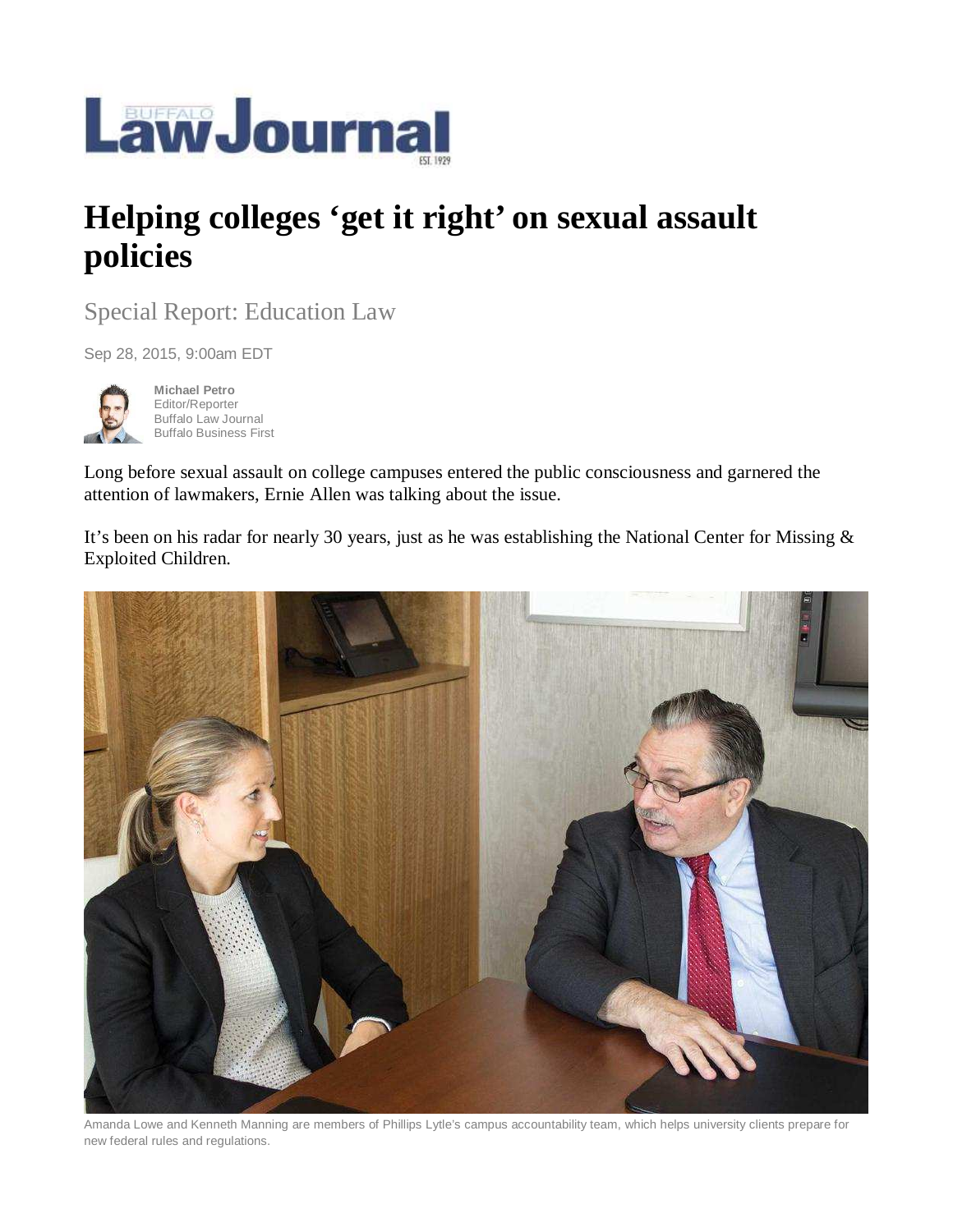# Buffalo Law Journal

EST. 1929

# Helping colleges 'get it right' on sexual assault policies

## Special Report: Education Law

Sep 28, 2015, 9:00am EDT

**Michael Petro**
Editor/Reporter
Buffalo Law Journal
Buffalo Business First

Long before sexual assault on college campuses entered the public consciousness and garnered the attention of lawmakers, Ernie Allen was talking about the issue.

It's been on his radar for nearly 30 years, just as he was establishing the National Center for Missing & Exploited Children.

Amanda Lowe and Kenneth Manning are members of Phillips Lytle's campus accountability team, which helps university clients prepare for new federal rules and regulations.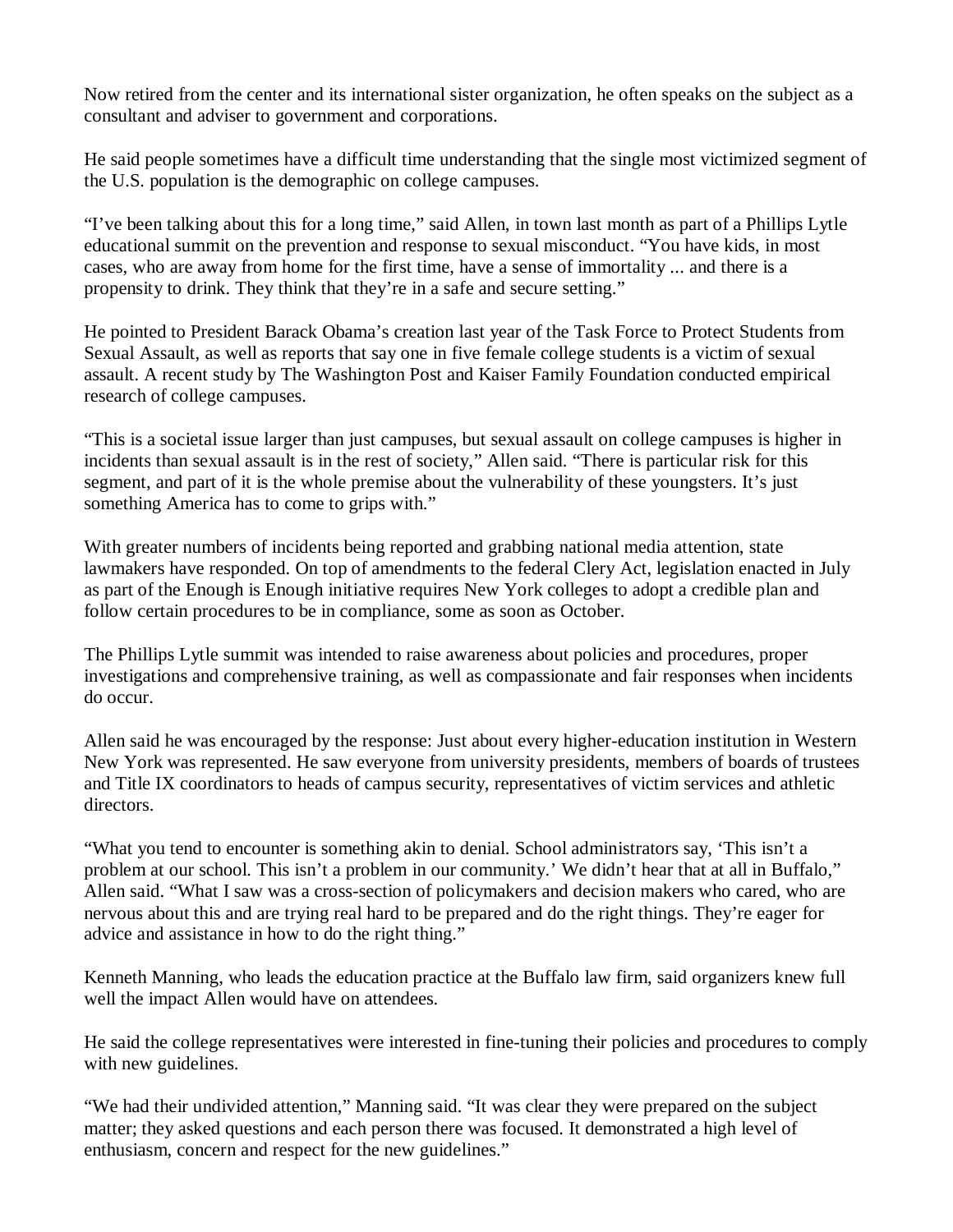Now retired from the center and its international sister organization, he often speaks on the subject as a consultant and adviser to government and corporations.

He said people sometimes have a difficult time understanding that the single most victimized segment of the U.S. population is the demographic on college campuses.

"I've been talking about this for a long time," said Allen, in town last month as part of a Phillips Lytle educational summit on the prevention and response to sexual misconduct. "You have kids, in most cases, who are away from home for the first time, have a sense of immortality ... and there is a propensity to drink. They think that they're in a safe and secure setting."

He pointed to President Barack Obama's creation last year of the Task Force to Protect Students from Sexual Assault, as well as reports that say one in five female college students is a victim of sexual assault. A recent study by The Washington Post and Kaiser Family Foundation conducted empirical research of college campuses.

"This is a societal issue larger than just campuses, but sexual assault on college campuses is higher in incidents than sexual assault is in the rest of society," Allen said. "There is particular risk for this segment, and part of it is the whole premise about the vulnerability of these youngsters. It's just something America has to come to grips with."

With greater numbers of incidents being reported and grabbing national media attention, state lawmakers have responded. On top of amendments to the federal Clery Act, legislation enacted in July as part of the Enough is Enough initiative requires New York colleges to adopt a credible plan and follow certain procedures to be in compliance, some as soon as October.

The Phillips Lytle summit was intended to raise awareness about policies and procedures, proper investigations and comprehensive training, as well as compassionate and fair responses when incidents do occur.

Allen said he was encouraged by the response: Just about every higher-education institution in Western New York was represented. He saw everyone from university presidents, members of boards of trustees and Title IX coordinators to heads of campus security, representatives of victim services and athletic directors.

"What you tend to encounter is something akin to denial. School administrators say, 'This isn't a problem at our school. This isn't a problem in our community.' We didn't hear that at all in Buffalo," Allen said. "What I saw was a cross-section of policymakers and decision makers who cared, who are nervous about this and are trying real hard to be prepared and do the right things. They're eager for advice and assistance in how to do the right thing."

Kenneth Manning, who leads the education practice at the Buffalo law firm, said organizers knew full well the impact Allen would have on attendees.

He said the college representatives were interested in fine-tuning their policies and procedures to comply with new guidelines.

"We had their undivided attention," Manning said. "It was clear they were prepared on the subject matter; they asked questions and each person there was focused. It demonstrated a high level of enthusiasm, concern and respect for the new guidelines."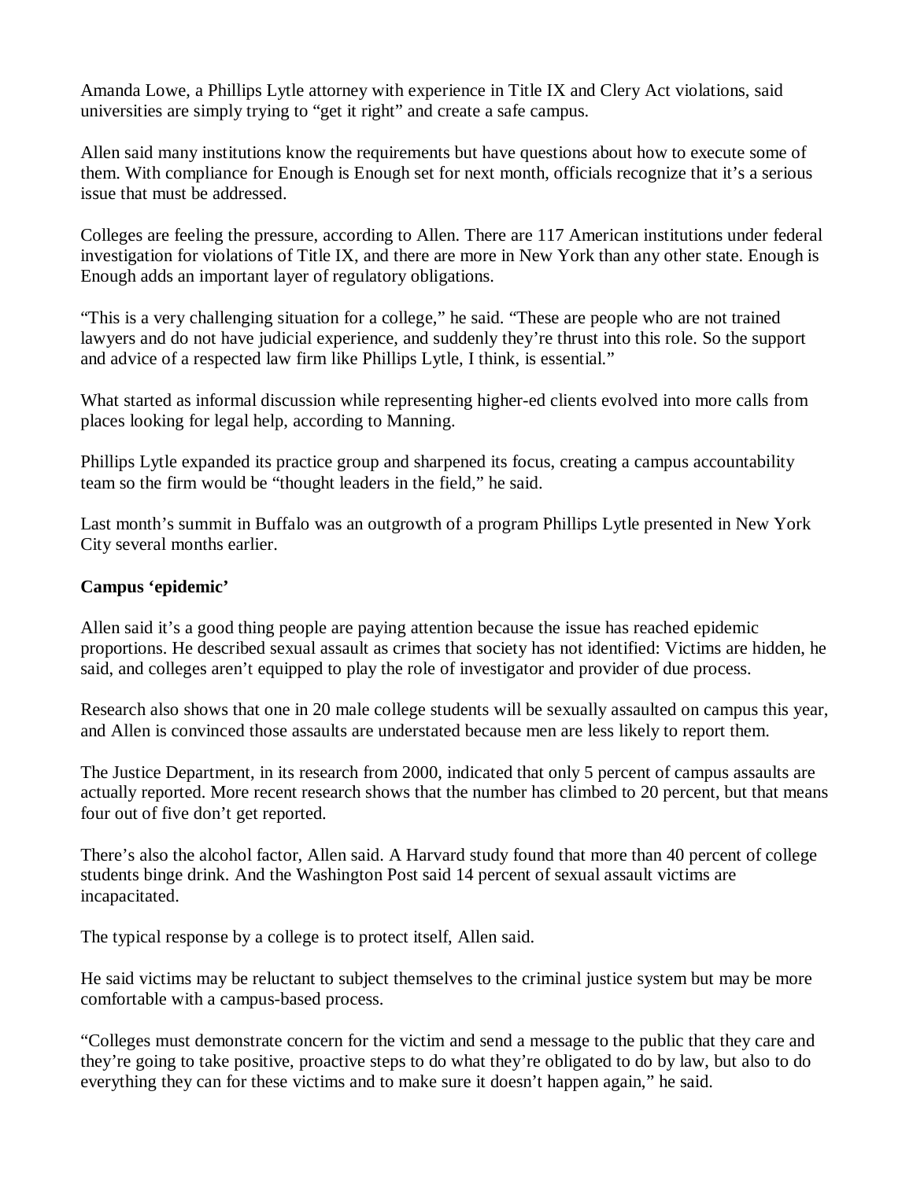Amanda Lowe, a Phillips Lytle attorney with experience in Title IX and Clery Act violations, said universities are simply trying to "get it right" and create a safe campus.

Allen said many institutions know the requirements but have questions about how to execute some of them. With compliance for Enough is Enough set for next month, officials recognize that it's a serious issue that must be addressed.

Colleges are feeling the pressure, according to Allen. There are 117 American institutions under federal investigation for violations of Title IX, and there are more in New York than any other state. Enough is Enough adds an important layer of regulatory obligations.

"This is a very challenging situation for a college," he said. "These are people who are not trained lawyers and do not have judicial experience, and suddenly they're thrust into this role. So the support and advice of a respected law firm like Phillips Lytle, I think, is essential."

What started as informal discussion while representing higher-ed clients evolved into more calls from places looking for legal help, according to Manning.

Phillips Lytle expanded its practice group and sharpened its focus, creating a campus accountability team so the firm would be "thought leaders in the field," he said.

Last month's summit in Buffalo was an outgrowth of a program Phillips Lytle presented in New York City several months earlier.

**Campus 'epidemic'**

Allen said it's a good thing people are paying attention because the issue has reached epidemic proportions. He described sexual assault as crimes that society has not identified: Victims are hidden, he said, and colleges aren't equipped to play the role of investigator and provider of due process.

Research also shows that one in 20 male college students will be sexually assaulted on campus this year, and Allen is convinced those assaults are understated because men are less likely to report them.

The Justice Department, in its research from 2000, indicated that only 5 percent of campus assaults are actually reported. More recent research shows that the number has climbed to 20 percent, but that means four out of five don't get reported.

There's also the alcohol factor, Allen said. A Harvard study found that more than 40 percent of college students binge drink. And the Washington Post said 14 percent of sexual assault victims are incapacitated.

The typical response by a college is to protect itself, Allen said.

He said victims may be reluctant to subject themselves to the criminal justice system but may be more comfortable with a campus-based process.

"Colleges must demonstrate concern for the victim and send a message to the public that they care and they're going to take positive, proactive steps to do what they're obligated to do by law, but also to do everything they can for these victims and to make sure it doesn't happen again," he said.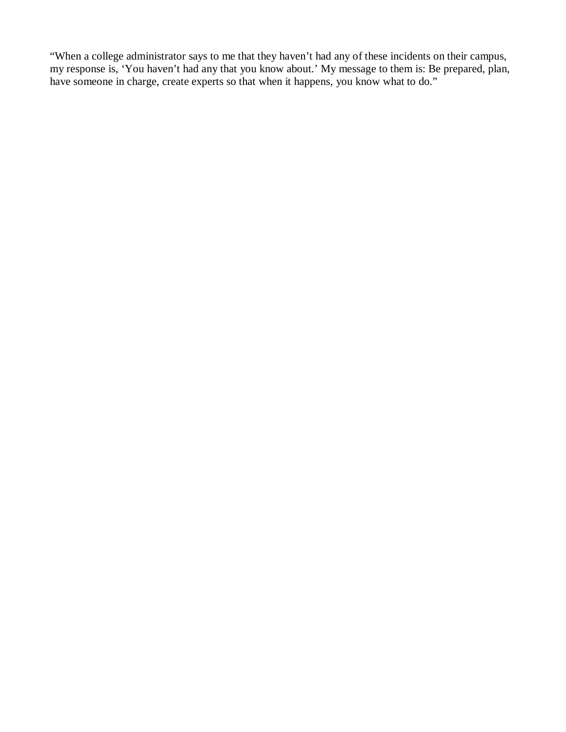"When a college administrator says to me that they haven't had any of these incidents on their campus, my response is, 'You haven't had any that you know about.' My message to them is: Be prepared, plan, have someone in charge, create experts so that when it happens, you know what to do."